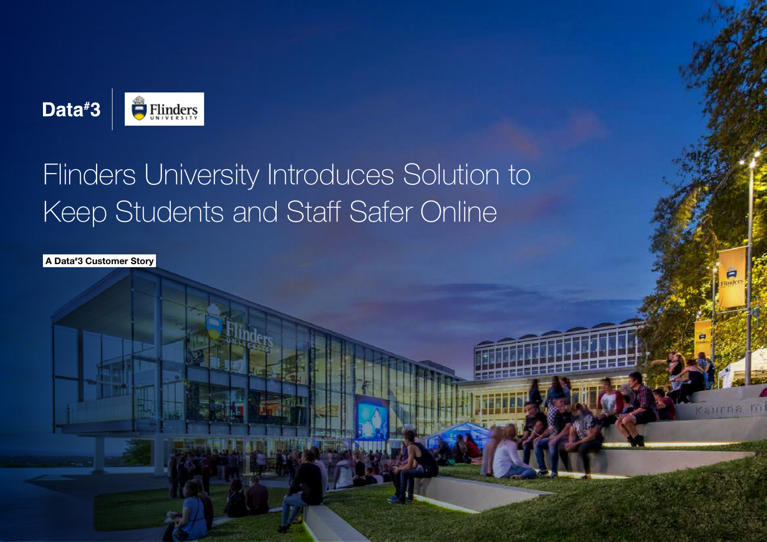Data#3 | Flinders University

# Flinders University Introduces Solution to Keep Students and Staff Safer Online

**A Data#3 Customer Story**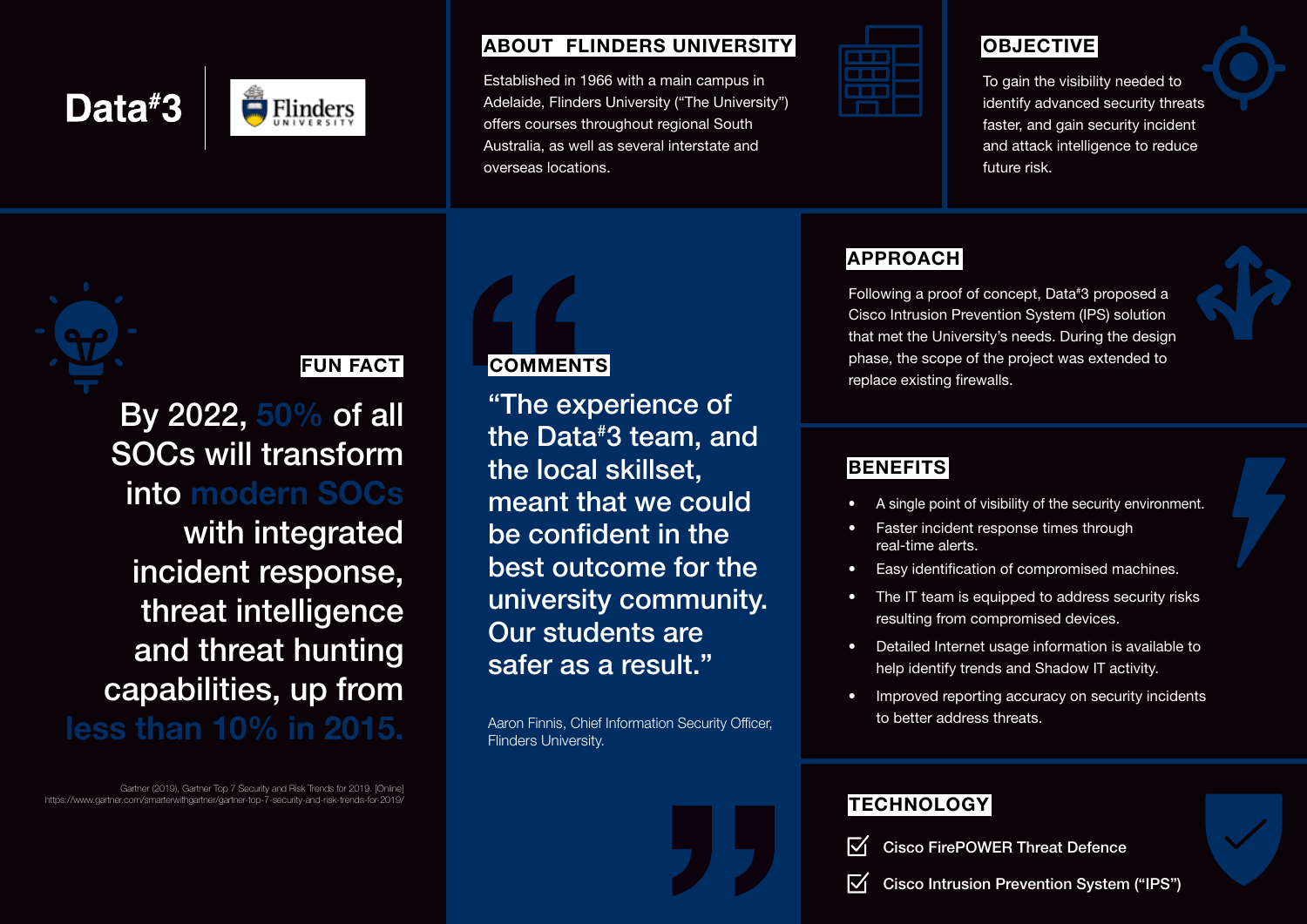Data#3 | Flinders University

## ABOUT FLINDERS UNIVERSITY

Established in 1966 with a main campus in Adelaide, Flinders University ("The University") offers courses throughout regional South Australia, as well as several interstate and overseas locations.

## OBJECTIVE

To gain the visibility needed to identify advanced security threats faster, and gain security incident and attack intelligence to reduce future risk.

## FUN FACT

By 2022, 50% of all SOCs will transform into modern SOCs with integrated incident response, threat intelligence and threat hunting capabilities, up from less than 10% in 2015.

Gartner (2019), Gartner Top 7 Security and Risk Trends for 2019. [Online] https://www.gartner.com/smarterwithgartner/gartner-top-7-security-and-risk-trends-for-2019/

## COMMENTS

"The experience of the Data#3 team, and the local skillset, meant that we could be confident in the best outcome for the university community. Our students are safer as a result."

Aaron Finnis, Chief Information Security Officer, Flinders University.

## APPROACH

Following a proof of concept, Data#3 proposed a Cisco Intrusion Prevention System (IPS) solution that met the University's needs. During the design phase, the scope of the project was extended to replace existing firewalls.

## BENEFITS

- A single point of visibility of the security environment.
- Faster incident response times through real-time alerts.
- Easy identification of compromised machines.
- The IT team is equipped to address security risks resulting from compromised devices.
- Detailed Internet usage information is available to help identify trends and Shadow IT activity.
- Improved reporting accuracy on security incidents to better address threats.

## TECHNOLOGY

- ☑ Cisco FirePOWER Threat Defence
- ☑ Cisco Intrusion Prevention System ("IPS")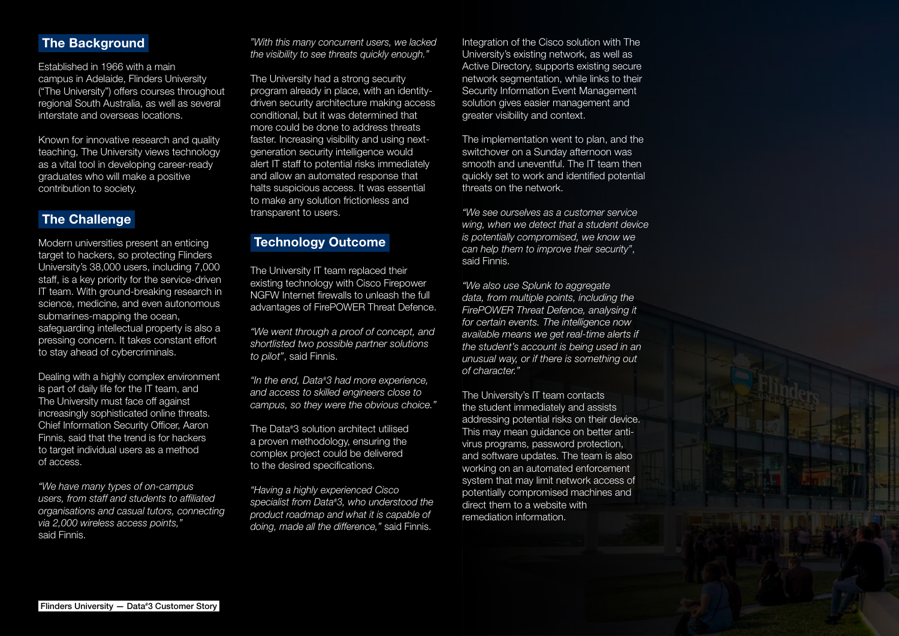## The Background

Established in 1966 with a main campus in Adelaide, Flinders University ("The University") offers courses throughout regional South Australia, as well as several interstate and overseas locations.

Known for innovative research and quality teaching, The University views technology as a vital tool in developing career-ready graduates who will make a positive contribution to society.

## The Challenge

Modern universities present an enticing target to hackers, so protecting Flinders University's 38,000 users, including 7,000 staff, is a key priority for the service-driven IT team. With ground-breaking research in science, medicine, and even autonomous submarines-mapping the ocean, safeguarding intellectual property is also a pressing concern. It takes constant effort to stay ahead of cybercriminals.

Dealing with a highly complex environment is part of daily life for the IT team, and The University must face off against increasingly sophisticated online threats. Chief Information Security Officer, Aaron Finnis, said that the trend is for hackers to target individual users as a method of access.

*"We have many types of on-campus users, from staff and students to affiliated organisations and casual tutors, connecting via 2,000 wireless access points,"* said Finnis.

*"With this many concurrent users, we lacked the visibility to see threats quickly enough."*

The University had a strong security program already in place, with an identity-driven security architecture making access conditional, but it was determined that more could be done to address threats faster. Increasing visibility and using next-generation security intelligence would alert IT staff to potential risks immediately and allow an automated response that halts suspicious access. It was essential to make any solution frictionless and transparent to users.

## Technology Outcome

The University IT team replaced their existing technology with Cisco Firepower NGFW Internet firewalls to unleash the full advantages of FirePOWER Threat Defence.

*"We went through a proof of concept, and shortlisted two possible partner solutions to pilot"*, said Finnis.

*"In the end, Data#3 had more experience, and access to skilled engineers close to campus, so they were the obvious choice."*

The Data#3 solution architect utilised a proven methodology, ensuring the complex project could be delivered to the desired specifications.

*"Having a highly experienced Cisco specialist from Data#3, who understood the product roadmap and what it is capable of doing, made all the difference,"* said Finnis.

Integration of the Cisco solution with The University's existing network, as well as Active Directory, supports existing secure network segmentation, while links to their Security Information Event Management solution gives easier management and greater visibility and context.

The implementation went to plan, and the switchover on a Sunday afternoon was smooth and uneventful. The IT team then quickly set to work and identified potential threats on the network.

*"We see ourselves as a customer service wing, when we detect that a student device is potentially compromised, we know we can help them to improve their security"*, said Finnis.

*"We also use Splunk to aggregate data, from multiple points, including the FirePOWER Threat Defence, analysing it for certain events. The intelligence now available means we get real-time alerts if the student's account is being used in an unusual way, or if there is something out of character."*

The University's IT team contacts the student immediately and assists addressing potential risks on their device. This may mean guidance on better anti-virus programs, password protection, and software updates. The team is also working on an automated enforcement system that may limit network access of potentially compromised machines and direct them to a website with remediation information.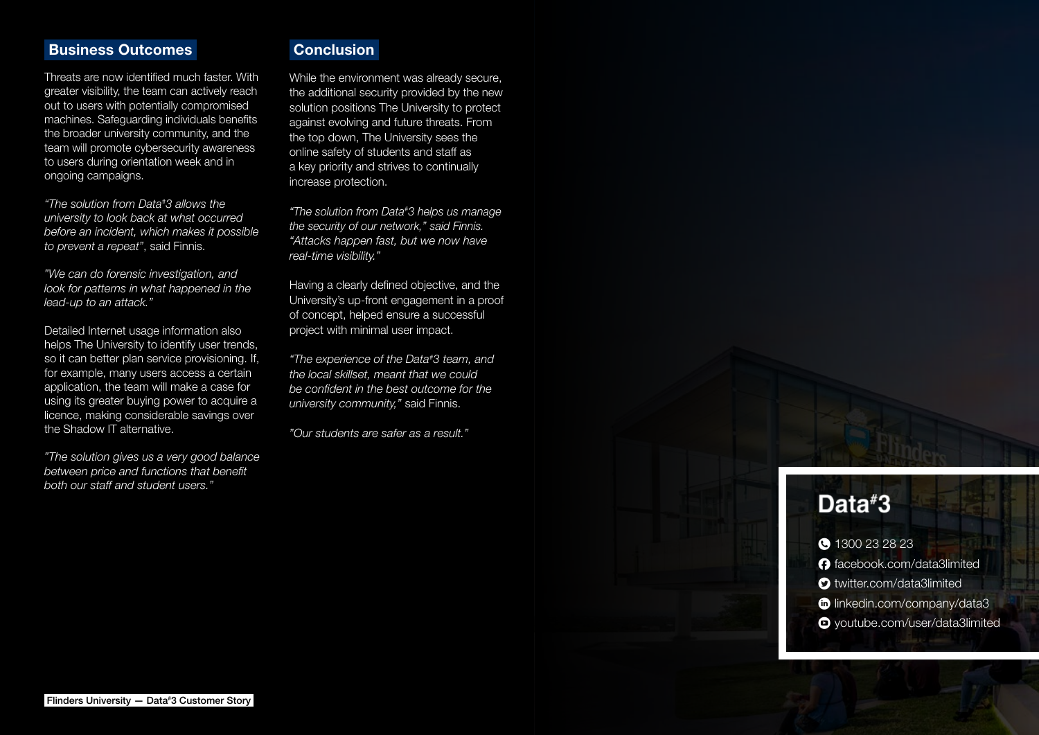## Business Outcomes

Threats are now identified much faster. With greater visibility, the team can actively reach out to users with potentially compromised machines. Safeguarding individuals benefits the broader university community, and the team will promote cybersecurity awareness to users during orientation week and in ongoing campaigns.

*"The solution from Data#3 allows the university to look back at what occurred before an incident, which makes it possible to prevent a repeat"*, said Finnis.

*"We can do forensic investigation, and look for patterns in what happened in the lead-up to an attack."*

Detailed Internet usage information also helps The University to identify user trends, so it can better plan service provisioning. If, for example, many users access a certain application, the team will make a case for using its greater buying power to acquire a licence, making considerable savings over the Shadow IT alternative.

*"The solution gives us a very good balance between price and functions that benefit both our staff and student users."*

## Conclusion

While the environment was already secure, the additional security provided by the new solution positions The University to protect against evolving and future threats. From the top down, The University sees the online safety of students and staff as a key priority and strives to continually increase protection.

*"The solution from Data#3 helps us manage the security of our network," said Finnis. "Attacks happen fast, but we now have real-time visibility."*

Having a clearly defined objective, and the University's up-front engagement in a proof of concept, helped ensure a successful project with minimal user impact.

*"The experience of the Data#3 team, and the local skillset, meant that we could be confident in the best outcome for the university community,"* said Finnis.

*"Our students are safer as a result."*

**Data#3**

- 1300 23 28 23
- facebook.com/data3limited
- twitter.com/data3limited
- linkedin.com/company/data3
- youtube.com/user/data3limited